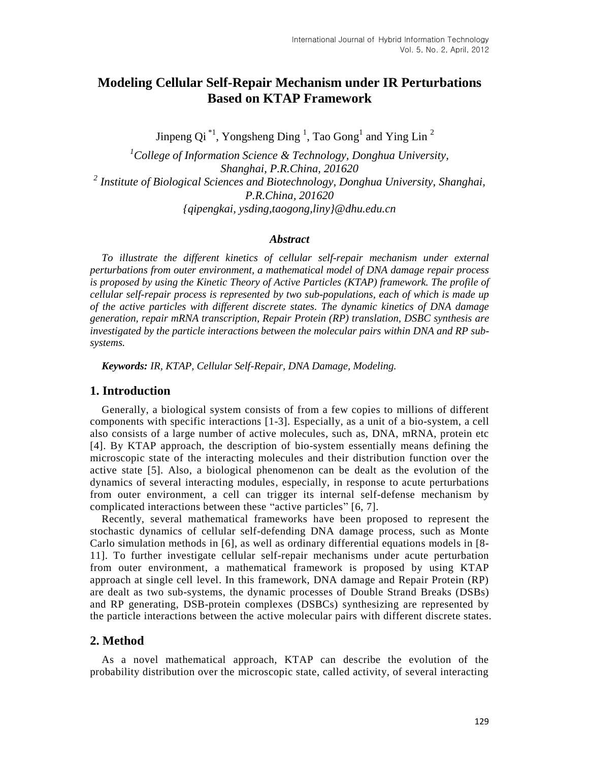# Modeling Cellular Self-Repair Mechanism under IR Perturbations Based on KTAP Framework

Jinpeng Qi [*1], Yongsheng Ding [1], Tao Gong[1] and Ying Lin [2]

[1]*College of Information Science & Technology, Donghua University, Shanghai, P.R.China, 201620*
[2] *Institute of Biological Sciences and Biotechnology, Donghua University, Shanghai, P.R.China, 201620*
*{qipengkai, ysding,taogong,liny}@dhu.edu.cn*

### *Abstract*

*To illustrate the different kinetics of cellular self-repair mechanism under external perturbations from outer environment, a mathematical model of DNA damage repair process is proposed by using the Kinetic Theory of Active Particles (KTAP) framework. The profile of cellular self-repair process is represented by two sub-populations, each of which is made up of the active particles with different discrete states. The dynamic kinetics of DNA damage generation, repair mRNA transcription, Repair Protein (RP) translation, DSBC synthesis are investigated by the particle interactions between the molecular pairs within DNA and RP sub-systems.*

***Keywords:*** *IR, KTAP, Cellular Self-Repair, DNA Damage, Modeling.*

## 1. Introduction

Generally, a biological system consists of from a few copies to millions of different components with specific interactions [1-3]. Especially, as a unit of a bio-system, a cell also consists of a large number of active molecules, such as, DNA, mRNA, protein etc [4]. By KTAP approach, the description of bio-system essentially means defining the microscopic state of the interacting molecules and their distribution function over the active state [5]. Also, a biological phenomenon can be dealt as the evolution of the dynamics of several interacting modules, especially, in response to acute perturbations from outer environment, a cell can trigger its internal self-defense mechanism by complicated interactions between these "active particles" [6, 7].

Recently, several mathematical frameworks have been proposed to represent the stochastic dynamics of cellular self-defending DNA damage process, such as Monte Carlo simulation methods in [6], as well as ordinary differential equations models in [8-11]. To further investigate cellular self-repair mechanisms under acute perturbation from outer environment, a mathematical framework is proposed by using KTAP approach at single cell level. In this framework, DNA damage and Repair Protein (RP) are dealt as two sub-systems, the dynamic processes of Double Strand Breaks (DSBs) and RP generating, DSB-protein complexes (DSBCs) synthesizing are represented by the particle interactions between the active molecular pairs with different discrete states.

## 2. Method

As a novel mathematical approach, KTAP can describe the evolution of the probability distribution over the microscopic state, called activity, of several interacting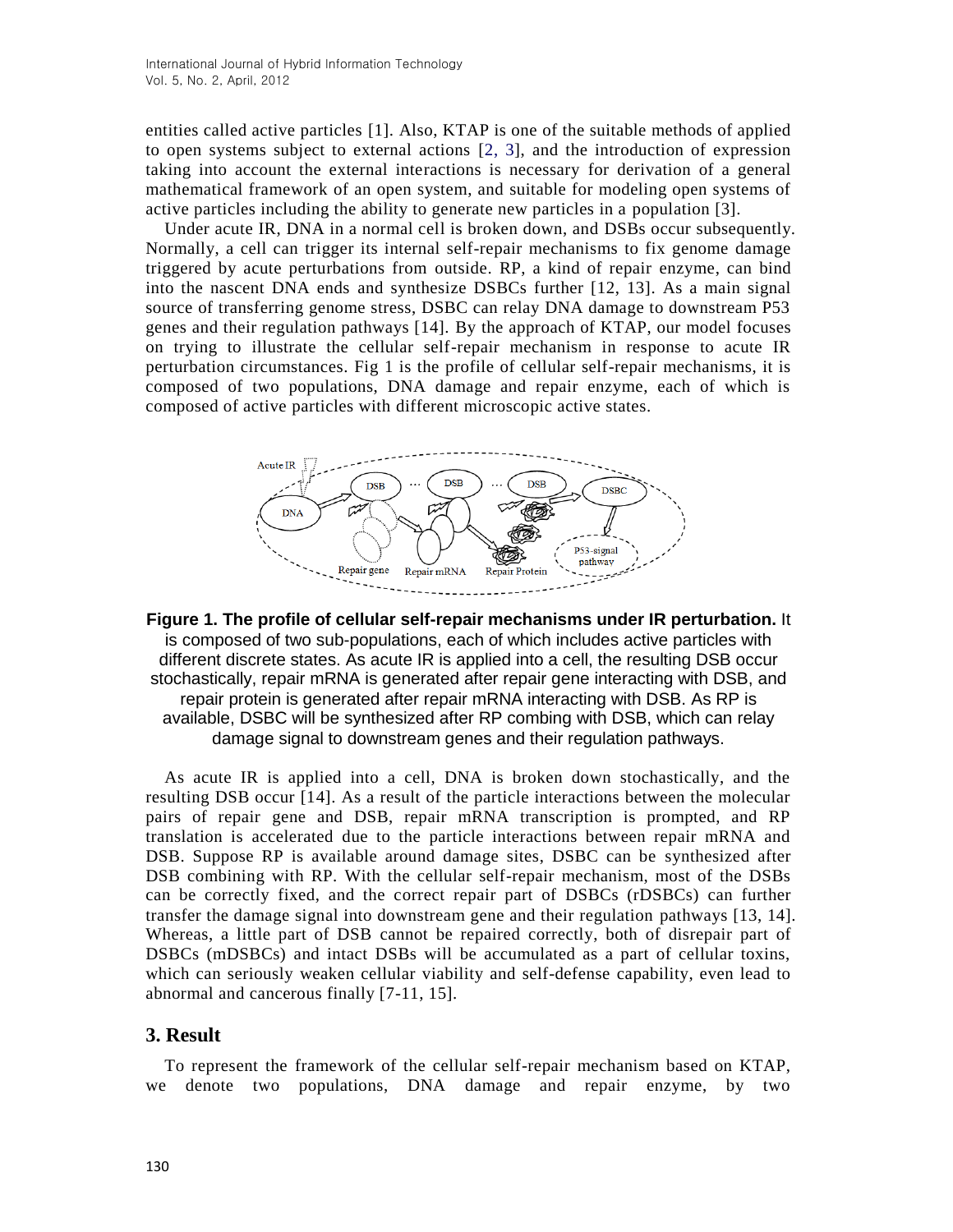entities called active particles [1]. Also, KTAP is one of the suitable methods of applied to open systems subject to external actions [2, 3], and the introduction of expression taking into account the external interactions is necessary for derivation of a general mathematical framework of an open system, and suitable for modeling open systems of active particles including the ability to generate new particles in a population [3].

Under acute IR, DNA in a normal cell is broken down, and DSBs occur subsequently. Normally, a cell can trigger its internal self-repair mechanisms to fix genome damage triggered by acute perturbations from outside. RP, a kind of repair enzyme, can bind into the nascent DNA ends and synthesize DSBCs further [12, 13]. As a main signal source of transferring genome stress, DSBC can relay DNA damage to downstream P53 genes and their regulation pathways [14]. By the approach of KTAP, our model focuses on trying to illustrate the cellular self-repair mechanism in response to acute IR perturbation circumstances. Fig 1 is the profile of cellular self-repair mechanisms, it is composed of two populations, DNA damage and repair enzyme, each of which is composed of active particles with different microscopic active states.

**Figure 1. The profile of cellular self-repair mechanisms under IR perturbation.** It is composed of two sub-populations, each of which includes active particles with different discrete states. As acute IR is applied into a cell, the resulting DSB occur stochastically, repair mRNA is generated after repair gene interacting with DSB, and repair protein is generated after repair mRNA interacting with DSB. As RP is available, DSBC will be synthesized after RP combing with DSB, which can relay damage signal to downstream genes and their regulation pathways.

As acute IR is applied into a cell, DNA is broken down stochastically, and the resulting DSB occur [14]. As a result of the particle interactions between the molecular pairs of repair gene and DSB, repair mRNA transcription is prompted, and RP translation is accelerated due to the particle interactions between repair mRNA and DSB. Suppose RP is available around damage sites, DSBC can be synthesized after DSB combining with RP. With the cellular self-repair mechanism, most of the DSBs can be correctly fixed, and the correct repair part of DSBCs (rDSBCs) can further transfer the damage signal into downstream gene and their regulation pathways [13, 14]. Whereas, a little part of DSB cannot be repaired correctly, both of disrepair part of DSBCs (mDSBCs) and intact DSBs will be accumulated as a part of cellular toxins, which can seriously weaken cellular viability and self-defense capability, even lead to abnormal and cancerous finally [7-11, 15].

## 3. Result

To represent the framework of the cellular self-repair mechanism based on KTAP, we denote two populations, DNA damage and repair enzyme, by two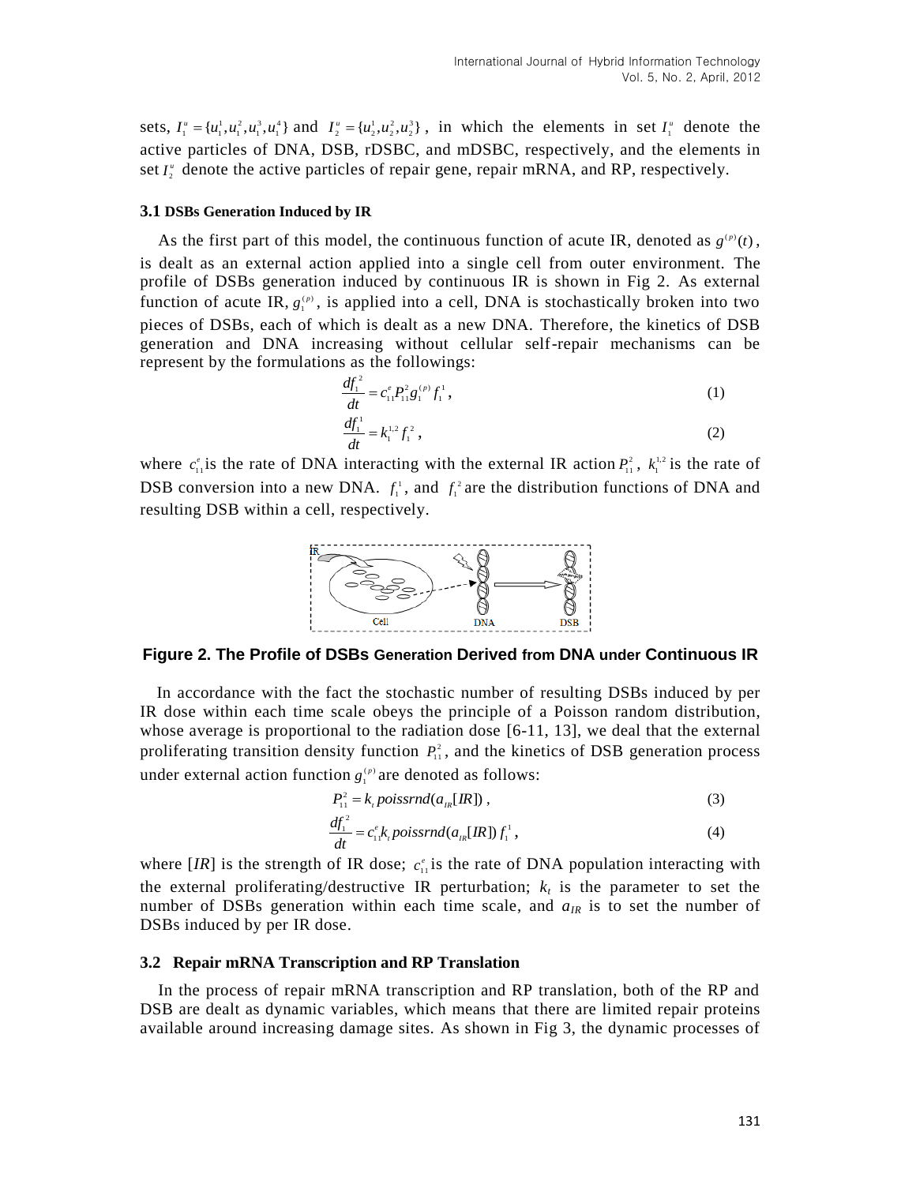sets, $I_1^u = \{u_1^1, u_1^2, u_1^3, u_1^4\}$ and $I_2^u = \{u_2^1, u_2^2, u_2^3\}$, in which the elements in set $I_1^u$ denote the active particles of DNA, DSB, rDSBC, and mDSBC, respectively, and the elements in set $I_2^u$ denote the active particles of repair gene, repair mRNA, and RP, respectively.

### 3.1 DSBs Generation Induced by IR

As the first part of this model, the continuous function of acute IR, denoted as $g^{(p)}(t)$, is dealt as an external action applied into a single cell from outer environment. The profile of DSBs generation induced by continuous IR is shown in Fig 2. As external function of acute IR, $g_1^{(p)}$, is applied into a cell, DNA is stochastically broken into two pieces of DSBs, each of which is dealt as a new DNA. Therefore, the kinetics of DSB generation and DNA increasing without cellular self-repair mechanisms can be represent by the formulations as the followings:

$$\frac{df_1^2}{dt} = c_{11}^e P_{11}^2 g_1^{(p)} f_1^1, \tag{1}$$

$$\frac{df_1^1}{dt} = k_1^{1,2} f_1^2, \tag{2}$$

where $c_{11}^e$ is the rate of DNA interacting with the external IR action $P_{11}^2$, $k_1^{1,2}$ is the rate of DSB conversion into a new DNA. $f_1^1$, and $f_1^2$ are the distribution functions of DNA and resulting DSB within a cell, respectively.

**Figure 2. The Profile of DSBs Generation Derived from DNA under Continuous IR**

In accordance with the fact the stochastic number of resulting DSBs induced by per IR dose within each time scale obeys the principle of a Poisson random distribution, whose average is proportional to the radiation dose [6-11, 13], we deal that the external proliferating transition density function $P_{11}^2$, and the kinetics of DSB generation process under external action function $g_1^{(p)}$ are denoted as follows:

$$P_{11}^2 = k_t \, poissrnd(a_{IR}[IR]), \tag{3}$$

$$\frac{df_1^2}{dt} = c_{11}^e k_t \, poissrnd(a_{IR}[IR]) f_1^1, \tag{4}$$

where $[IR]$ is the strength of IR dose; $c_{11}^e$ is the rate of DNA population interacting with the external proliferating/destructive IR perturbation; $k_t$ is the parameter to set the number of DSBs generation within each time scale, and $a_{IR}$ is to set the number of DSBs induced by per IR dose.

### 3.2 Repair mRNA Transcription and RP Translation

In the process of repair mRNA transcription and RP translation, both of the RP and DSB are dealt as dynamic variables, which means that there are limited repair proteins available around increasing damage sites. As shown in Fig 3, the dynamic processes of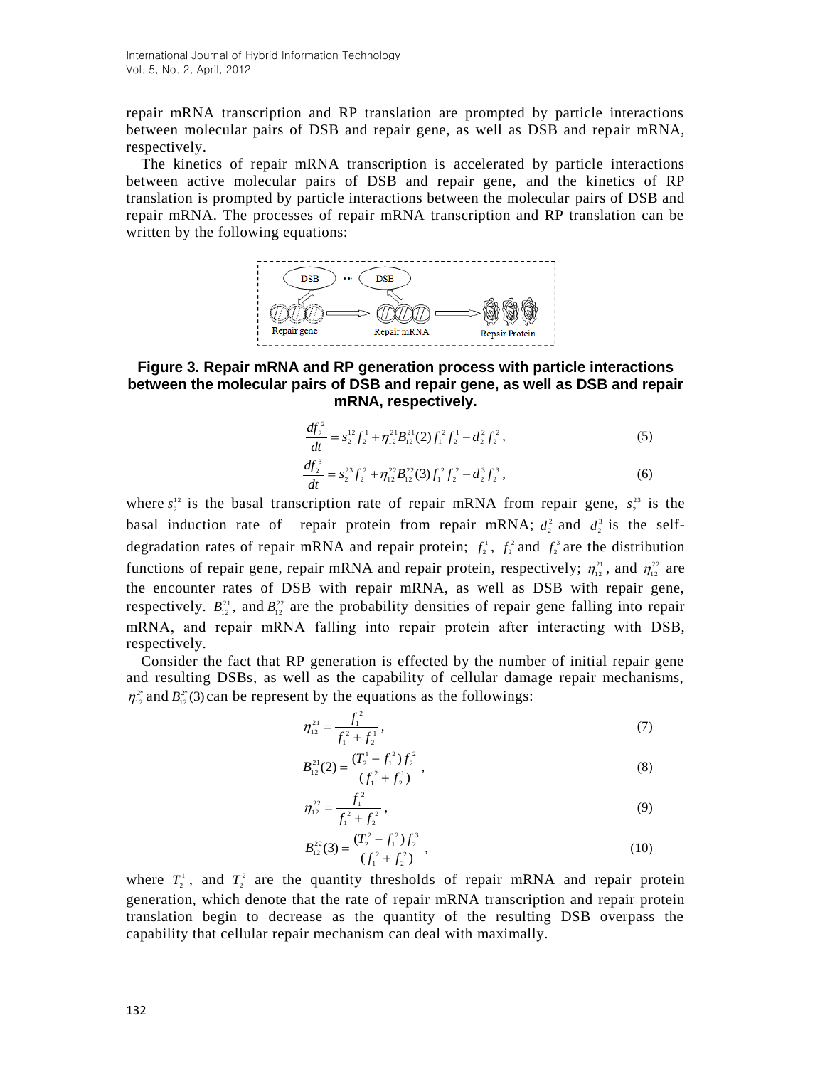repair mRNA transcription and RP translation are prompted by particle interactions between molecular pairs of DSB and repair gene, as well as DSB and repair mRNA, respectively.

The kinetics of repair mRNA transcription is accelerated by particle interactions between active molecular pairs of DSB and repair gene, and the kinetics of RP translation is prompted by particle interactions between the molecular pairs of DSB and repair mRNA. The processes of repair mRNA transcription and RP translation can be written by the following equations:

**Figure 3. Repair mRNA and RP generation process with particle interactions between the molecular pairs of DSB and repair gene, as well as DSB and repair mRNA, respectively.**

$$\frac{df_2^2}{dt} = s_2^{12} f_2^1 + \eta_{12}^{21} B_{12}^{21}(2) f_1^2 f_2^1 - d_2^2 f_2^2, \tag{5}$$

$$\frac{df_2^3}{dt} = s_2^{23} f_2^2 + \eta_{12}^{22} B_{12}^{22}(3) f_1^2 f_2^2 - d_2^3 f_2^3, \tag{6}$$

where $s_2^{12}$ is the basal transcription rate of repair mRNA from repair gene, $s_2^{23}$ is the basal induction rate of repair protein from repair mRNA; $d_2^2$ and $d_2^3$ is the self-degradation rates of repair mRNA and repair protein; $f_2^1$, $f_2^2$ and $f_2^3$ are the distribution functions of repair gene, repair mRNA and repair protein, respectively; $\eta_{12}^{21}$, and $\eta_{12}^{22}$ are the encounter rates of DSB with repair mRNA, as well as DSB with repair gene, respectively. $B_{12}^{21}$, and $B_{12}^{22}$ are the probability densities of repair gene falling into repair mRNA, and repair mRNA falling into repair protein after interacting with DSB, respectively.

Consider the fact that RP generation is effected by the number of initial repair gene and resulting DSBs, as well as the capability of cellular damage repair mechanisms, $\eta_{12}^{2*}$ and $B_{12}^{2*}(3)$ can be represent by the equations as the followings:

$$\eta_{12}^{21} = \frac{f_1^2}{f_1^2 + f_2^1}, \tag{7}$$

$$B_{12}^{21}(2) = \frac{(T_2^1 - f_1^2) f_2^2}{(f_1^2 + f_2^1)}, \tag{8}$$

$$\eta_{12}^{22} = \frac{f_1^2}{f_1^2 + f_2^2}, \tag{9}$$

$$B_{12}^{22}(3) = \frac{(T_2^2 - f_1^2) f_2^3}{(f_1^2 + f_2^2)}, \tag{10}$$

where $T_2^1$, and $T_2^2$ are the quantity thresholds of repair mRNA and repair protein generation, which denote that the rate of repair mRNA transcription and repair protein translation begin to decrease as the quantity of the resulting DSB overpass the capability that cellular repair mechanism can deal with maximally.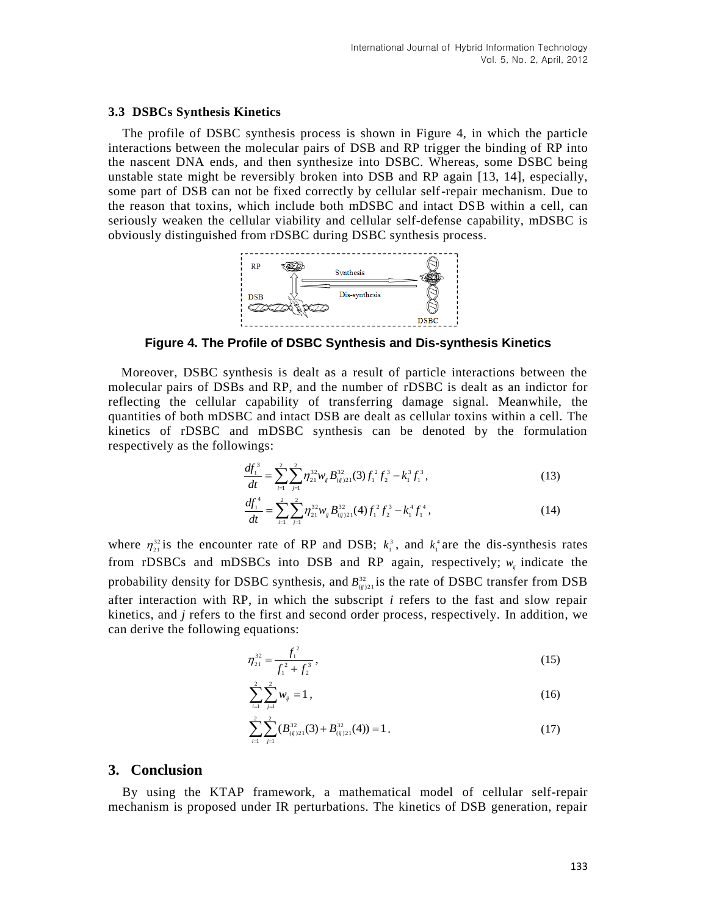### 3.3 DSBCs Synthesis Kinetics

The profile of DSBC synthesis process is shown in Figure 4, in which the particle interactions between the molecular pairs of DSB and RP trigger the binding of RP into the nascent DNA ends, and then synthesize into DSBC. Whereas, some DSBC being unstable state might be reversibly broken into DSB and RP again [13, 14], especially, some part of DSB can not be fixed correctly by cellular self-repair mechanism. Due to the reason that toxins, which include both mDSBC and intact DSB within a cell, can seriously weaken the cellular viability and cellular self-defense capability, mDSBC is obviously distinguished from rDSBC during DSBC synthesis process.

**Figure 4. The Profile of DSBC Synthesis and Dis-synthesis Kinetics**

Moreover, DSBC synthesis is dealt as a result of particle interactions between the molecular pairs of DSBs and RP, and the number of rDSBC is dealt as an indictor for reflecting the cellular capability of transferring damage signal. Meanwhile, the quantities of both mDSBC and intact DSB are dealt as cellular toxins within a cell. The kinetics of rDSBC and mDSBC synthesis can be denoted by the formulation respectively as the followings:

$$\frac{df_1^3}{dt} = \sum_{i=1}^{2}\sum_{j=1}^{2} \eta_{21}^{32} w_{ij} B_{(ij)21}^{32}(3) f_1^2 f_2^3 - k_1^3 f_1^3, \tag{13}$$

$$\frac{df_1^4}{dt} = \sum_{i=1}^{2}\sum_{j=1}^{2} \eta_{21}^{32} w_{ij} B_{(ij)21}^{32}(4) f_1^2 f_2^3 - k_1^4 f_1^4, \tag{14}$$

where $\eta_{21}^{32}$ is the encounter rate of RP and DSB; $k_1^3$, and $k_1^4$ are the dis-synthesis rates from rDSBCs and mDSBCs into DSB and RP again, respectively; $w_{ij}$ indicate the probability density for DSBC synthesis, and $B_{(ij)21}^{32}$ is the rate of DSBC transfer from DSB after interaction with RP, in which the subscript *i* refers to the fast and slow repair kinetics, and *j* refers to the first and second order process, respectively. In addition, we can derive the following equations:

$$\eta_{21}^{32} = \frac{f_1^2}{f_1^2 + f_2^3}, \tag{15}$$

$$\sum_{i=1}^{2}\sum_{j=1}^{2} w_{ij} = 1, \tag{16}$$

$$\sum_{i=1}^{2}\sum_{j=1}^{2} (B_{(ij)21}^{32}(3) + B_{(ij)21}^{32}(4)) = 1. \tag{17}$$

## 3. Conclusion

By using the KTAP framework, a mathematical model of cellular self-repair mechanism is proposed under IR perturbations. The kinetics of DSB generation, repair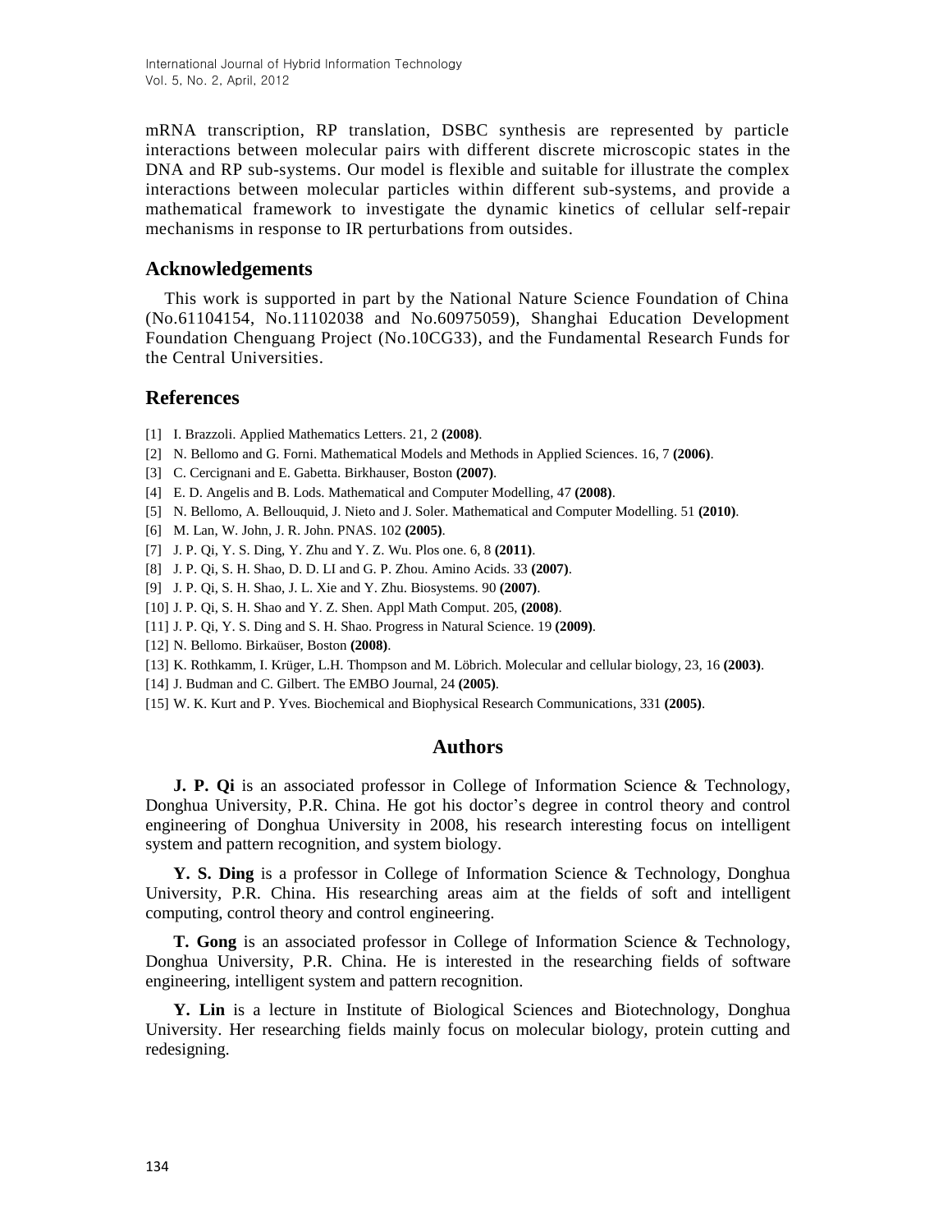mRNA transcription, RP translation, DSBC synthesis are represented by particle interactions between molecular pairs with different discrete microscopic states in the DNA and RP sub-systems. Our model is flexible and suitable for illustrate the complex interactions between molecular particles within different sub-systems, and provide a mathematical framework to investigate the dynamic kinetics of cellular self-repair mechanisms in response to IR perturbations from outsides.

## Acknowledgements

This work is supported in part by the National Nature Science Foundation of China (No.61104154, No.11102038 and No.60975059), Shanghai Education Development Foundation Chenguang Project (No.10CG33), and the Fundamental Research Funds for the Central Universities.

## References

[1] I. Brazzoli. Applied Mathematics Letters. 21, 2 **(2008)**.

[2] N. Bellomo and G. Forni. Mathematical Models and Methods in Applied Sciences. 16, 7 **(2006)**.

[3] C. Cercignani and E. Gabetta. Birkhauser, Boston **(2007)**.

[4] E. D. Angelis and B. Lods. Mathematical and Computer Modelling, 47 **(2008)**.

[5] N. Bellomo, A. Bellouquid, J. Nieto and J. Soler. Mathematical and Computer Modelling. 51 **(2010)**.

[6] M. Lan, W. John, J. R. John. PNAS. 102 **(2005)**.

[7] J. P. Qi, Y. S. Ding, Y. Zhu and Y. Z. Wu. Plos one. 6, 8 **(2011)**.

[8] J. P. Qi, S. H. Shao, D. D. LI and G. P. Zhou. Amino Acids. 33 **(2007)**.

[9] J. P. Qi, S. H. Shao, J. L. Xie and Y. Zhu. Biosystems. 90 **(2007)**.

[10] J. P. Qi, S. H. Shao and Y. Z. Shen. Appl Math Comput. 205, **(2008)**.

[11] J. P. Qi, Y. S. Ding and S. H. Shao. Progress in Natural Science. 19 **(2009)**.

[12] N. Bellomo. Birkaüser, Boston **(2008)**.

[13] K. Rothkamm, I. Krüger, L.H. Thompson and M. Löbrich. Molecular and cellular biology, 23, 16 **(2003)**.

[14] J. Budman and C. Gilbert. The EMBO Journal, 24 **(2005)**.

[15] W. K. Kurt and P. Yves. Biochemical and Biophysical Research Communications, 331 **(2005)**.

## Authors

**J. P. Qi** is an associated professor in College of Information Science & Technology, Donghua University, P.R. China. He got his doctor's degree in control theory and control engineering of Donghua University in 2008, his research interesting focus on intelligent system and pattern recognition, and system biology.

**Y. S. Ding** is a professor in College of Information Science & Technology, Donghua University, P.R. China. His researching areas aim at the fields of soft and intelligent computing, control theory and control engineering.

**T. Gong** is an associated professor in College of Information Science & Technology, Donghua University, P.R. China. He is interested in the researching fields of software engineering, intelligent system and pattern recognition.

**Y. Lin** is a lecture in Institute of Biological Sciences and Biotechnology, Donghua University. Her researching fields mainly focus on molecular biology, protein cutting and redesigning.